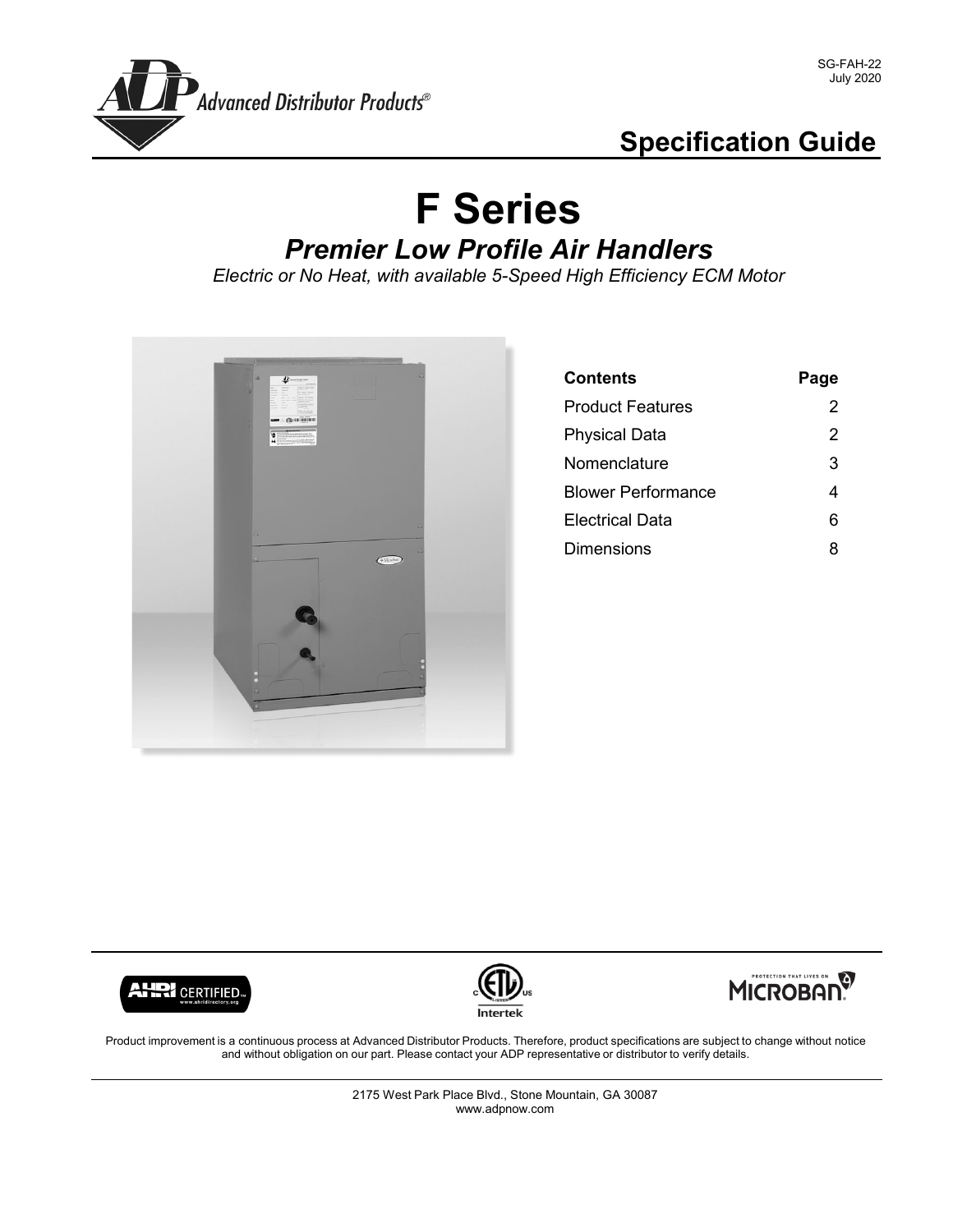SG-FAH-22
July 2020

Advanced Distributor Products®

## Specification Guide

# F Series

## *Premier Low Profile Air Handlers*

*Electric or No Heat, with available 5-Speed High Efficiency ECM Motor*

| Contents | Page |
|---|---|
| Product Features | 2 |
| Physical Data | 2 |
| Nomenclature | 3 |
| Blower Performance | 4 |
| Electrical Data | 6 |
| Dimensions | 8 |

Product improvement is a continuous process at Advanced Distributor Products. Therefore, product specifications are subject to change without notice and without obligation on our part. Please contact your ADP representative or distributor to verify details.

2175 West Park Place Blvd., Stone Mountain, GA 30087
www.adpnow.com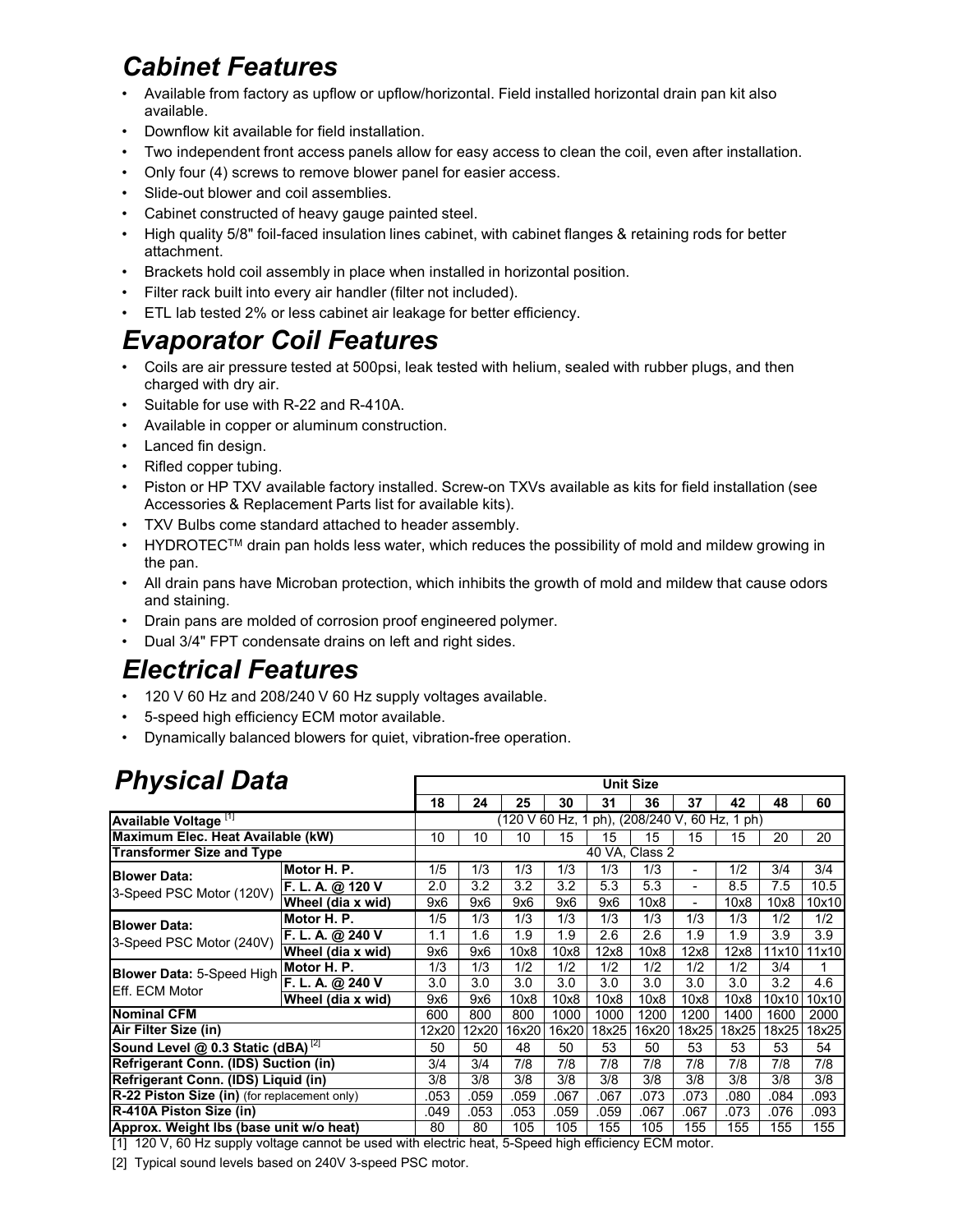## Cabinet Features

- Available from factory as upflow or upflow/horizontal. Field installed horizontal drain pan kit also available.
- Downflow kit available for field installation.
- Two independent front access panels allow for easy access to clean the coil, even after installation.
- Only four (4) screws to remove blower panel for easier access.
- Slide-out blower and coil assemblies.
- Cabinet constructed of heavy gauge painted steel.
- High quality 5/8" foil-faced insulation lines cabinet, with cabinet flanges & retaining rods for better attachment.
- Brackets hold coil assembly in place when installed in horizontal position.
- Filter rack built into every air handler (filter not included).
- ETL lab tested 2% or less cabinet air leakage for better efficiency.

## Evaporator Coil Features

- Coils are air pressure tested at 500psi, leak tested with helium, sealed with rubber plugs, and then charged with dry air.
- Suitable for use with R-22 and R-410A.
- Available in copper or aluminum construction.
- Lanced fin design.
- Rifled copper tubing.
- Piston or HP TXV available factory installed. Screw-on TXVs available as kits for field installation (see Accessories & Replacement Parts list for available kits).
- TXV Bulbs come standard attached to header assembly.
- HYDROTEC™ drain pan holds less water, which reduces the possibility of mold and mildew growing in the pan.
- All drain pans have Microban protection, which inhibits the growth of mold and mildew that cause odors and staining.
- Drain pans are molded of corrosion proof engineered polymer.
- Dual 3/4" FPT condensate drains on left and right sides.

## Electrical Features

- 120 V 60 Hz and 208/240 V 60 Hz supply voltages available.
- 5-speed high efficiency ECM motor available.
- Dynamically balanced blowers for quiet, vibration-free operation.

## Physical Data

| | | Unit Size | | | | | | | | | |
|---|---|---|---|---|---|---|---|---|---|---|---|
| | | 18 | 24 | 25 | 30 | 31 | 36 | 37 | 42 | 48 | 60 |
| **Available Voltage** [1] | | (120 V 60 Hz, 1 ph), (208/240 V, 60 Hz, 1 ph) | | | | | | | | | |
| **Maximum Elec. Heat Available (kW)** | | 10 | 10 | 10 | 15 | 15 | 15 | 15 | 15 | 20 | 20 |
| **Transformer Size and Type** | | 40 VA, Class 2 | | | | | | | | | |
| **Blower Data:** 3-Speed PSC Motor (120V) | **Motor H. P.** | 1/5 | 1/3 | 1/3 | 1/3 | 1/3 | 1/3 | - | 1/2 | 3/4 | 3/4 |
| | **F. L. A. @ 120 V** | 2.0 | 3.2 | 3.2 | 3.2 | 5.3 | 5.3 | - | 8.5 | 7.5 | 10.5 |
| | **Wheel (dia x wid)** | 9x6 | 9x6 | 9x6 | 9x6 | 9x6 | 10x8 | - | 10x8 | 10x8 | 10x10 |
| **Blower Data:** 3-Speed PSC Motor (240V) | **Motor H. P.** | 1/5 | 1/3 | 1/3 | 1/3 | 1/3 | 1/3 | 1/3 | 1/3 | 1/2 | 1/2 |
| | **F. L. A. @ 240 V** | 1.1 | 1.6 | 1.9 | 1.9 | 2.6 | 2.6 | 1.9 | 1.9 | 3.9 | 3.9 |
| | **Wheel (dia x wid)** | 9x6 | 9x6 | 10x8 | 10x8 | 12x8 | 10x8 | 12x8 | 12x8 | 11x10 | 11x10 |
| **Blower Data:** 5-Speed High Eff. ECM Motor | **Motor H. P.** | 1/3 | 1/3 | 1/2 | 1/2 | 1/2 | 1/2 | 1/2 | 1/2 | 3/4 | 1 |
| | **F. L. A. @ 240 V** | 3.0 | 3.0 | 3.0 | 3.0 | 3.0 | 3.0 | 3.0 | 3.0 | 3.2 | 4.6 |
| | **Wheel (dia x wid)** | 9x6 | 9x6 | 10x8 | 10x8 | 10x8 | 10x8 | 10x8 | 10x8 | 10x10 | 10x10 |
| **Nominal CFM** | | 600 | 800 | 800 | 1000 | 1000 | 1200 | 1200 | 1400 | 1600 | 2000 |
| **Air Filter Size (in)** | | 12x20 | 12x20 | 16x20 | 16x20 | 18x25 | 16x20 | 18x25 | 18x25 | 18x25 | 18x25 |
| **Sound Level @ 0.3 Static (dBA)** [2] | | 50 | 50 | 48 | 50 | 53 | 50 | 53 | 53 | 53 | 54 |
| **Refrigerant Conn. (IDS) Suction (in)** | | 3/4 | 3/4 | 7/8 | 7/8 | 7/8 | 7/8 | 7/8 | 7/8 | 7/8 | 7/8 |
| **Refrigerant Conn. (IDS) Liquid (in)** | | 3/8 | 3/8 | 3/8 | 3/8 | 3/8 | 3/8 | 3/8 | 3/8 | 3/8 | 3/8 |
| **R-22 Piston Size (in)** (for replacement only) | | .053 | .059 | .059 | .067 | .067 | .073 | .073 | .080 | .084 | .093 |
| **R-410A Piston Size (in)** | | .049 | .053 | .053 | .059 | .059 | .067 | .067 | .073 | .076 | .093 |
| **Approx. Weight lbs (base unit w/o heat)** | | 80 | 80 | 105 | 105 | 155 | 105 | 155 | 155 | 155 | 155 |

[1] 120 V, 60 Hz supply voltage cannot be used with electric heat, 5-Speed high efficiency ECM motor.

[2] Typical sound levels based on 240V 3-speed PSC motor.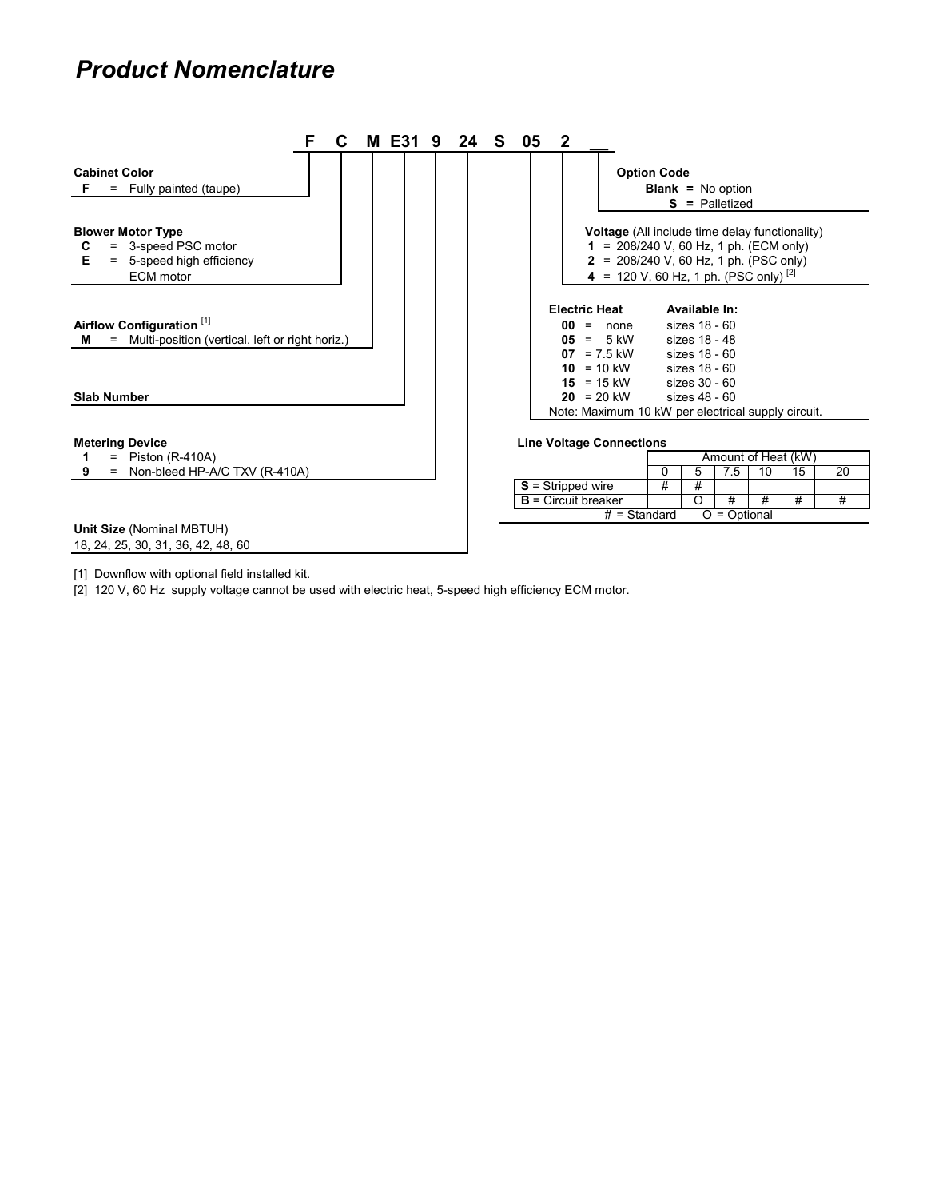# *Product Nomenclature*

**F C M E31 9 24 S 05 2 __**

**Cabinet Color**
**F** = Fully painted (taupe)

**Blower Motor Type**
**C** = 3-speed PSC motor
**E** = 5-speed high efficiency ECM motor

**Airflow Configuration** [1]
**M** = Multi-position (vertical, left or right horiz.)

**Slab Number**

**Metering Device**
**1** = Piston (R-410A)
**9** = Non-bleed HP-A/C TXV (R-410A)

**Unit Size** (Nominal MBTUH)
18, 24, 25, 30, 31, 36, 42, 48, 60

**Option Code**
**Blank** = No option
**S** = Palletized

**Voltage** (All include time delay functionality)
**1** = 208/240 V, 60 Hz, 1 ph. (ECM only)
**2** = 208/240 V, 60 Hz, 1 ph. (PSC only)
**4** = 120 V, 60 Hz, 1 ph. (PSC only) [2]

| Electric Heat | Available In: |
| --- | --- |
| **00** = none | sizes 18 - 60 |
| **05** = 5 kW | sizes 18 - 48 |
| **07** = 7.5 kW | sizes 18 - 60 |
| **10** = 10 kW | sizes 18 - 60 |
| **15** = 15 kW | sizes 30 - 60 |
| **20** = 20 kW | sizes 48 - 60 |

Note: Maximum 10 kW per electrical supply circuit.

**Line Voltage Connections**

| | Amount of Heat (kW) | | | | | |
| --- | --- | --- | --- | --- | --- | --- |
| | 0 | 5 | 7.5 | 10 | 15 | 20 |
| **S** = Stripped wire | # | # | | | | |
| **B** = Circuit breaker | | O | # | # | # | # |

\# = Standard  O = Optional

[1] Downflow with optional field installed kit.
[2] 120 V, 60 Hz supply voltage cannot be used with electric heat, 5-speed high efficiency ECM motor.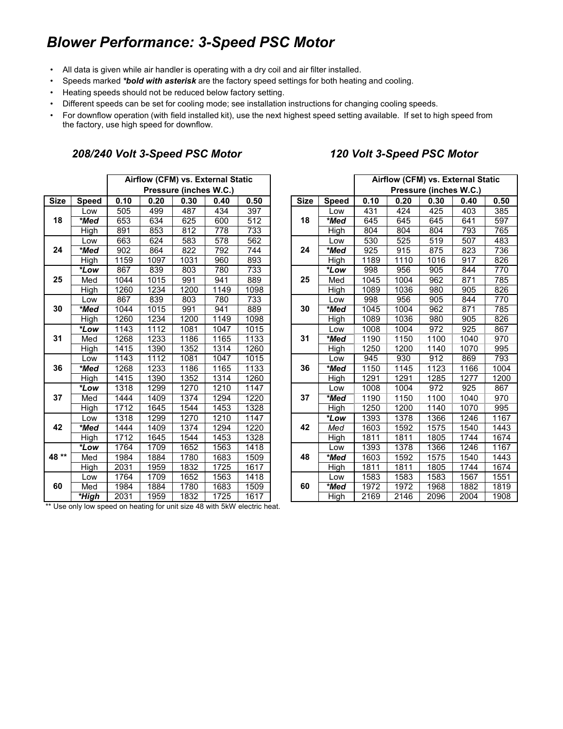# Blower Performance: 3-Speed PSC Motor

- All data is given while air handler is operating with a dry coil and air filter installed.
- Speeds marked ***bold with asterisk*** are the factory speed settings for both heating and cooling.
- Heating speeds should not be reduced below factory setting.
- Different speeds can be set for cooling mode; see installation instructions for changing cooling speeds.
- For downflow operation (with field installed kit), use the next highest speed setting available. If set to high speed from the factory, use high speed for downflow.

### 208/240 Volt 3-Speed PSC Motor

| | | Airflow (CFM) vs. External Static Pressure (inches W.C.) | | | | |
|---|---|---|---|---|---|---|
| **Size** | **Speed** | **0.10** | **0.20** | **0.30** | **0.40** | **0.50** |
| **18** | Low | 505 | 499 | 487 | 434 | 397 |
| | ***Med** | 653 | 634 | 625 | 600 | 512 |
| | High | 891 | 853 | 812 | 778 | 733 |
| **24** | Low | 663 | 624 | 583 | 578 | 562 |
| | ***Med** | 902 | 864 | 822 | 792 | 744 |
| | High | 1159 | 1097 | 1031 | 960 | 893 |
| **25** | ***Low** | 867 | 839 | 803 | 780 | 733 |
| | Med | 1044 | 1015 | 991 | 941 | 889 |
| | High | 1260 | 1234 | 1200 | 1149 | 1098 |
| **30** | Low | 867 | 839 | 803 | 780 | 733 |
| | ***Med** | 1044 | 1015 | 991 | 941 | 889 |
| | High | 1260 | 1234 | 1200 | 1149 | 1098 |
| **31** | ***Low** | 1143 | 1112 | 1081 | 1047 | 1015 |
| | Med | 1268 | 1233 | 1186 | 1165 | 1133 |
| | High | 1415 | 1390 | 1352 | 1314 | 1260 |
| **36** | Low | 1143 | 1112 | 1081 | 1047 | 1015 |
| | ***Med** | 1268 | 1233 | 1186 | 1165 | 1133 |
| | High | 1415 | 1390 | 1352 | 1314 | 1260 |
| **37** | ***Low** | 1318 | 1299 | 1270 | 1210 | 1147 |
| | Med | 1444 | 1409 | 1374 | 1294 | 1220 |
| | High | 1712 | 1645 | 1544 | 1453 | 1328 |
| **42** | Low | 1318 | 1299 | 1270 | 1210 | 1147 |
| | ***Med** | 1444 | 1409 | 1374 | 1294 | 1220 |
| | High | 1712 | 1645 | 1544 | 1453 | 1328 |
| **48 ** ** | ***Low** | 1764 | 1709 | 1652 | 1563 | 1418 |
| | Med | 1984 | 1884 | 1780 | 1683 | 1509 |
| | High | 2031 | 1959 | 1832 | 1725 | 1617 |
| **60** | Low | 1764 | 1709 | 1652 | 1563 | 1418 |
| | Med | 1984 | 1884 | 1780 | 1683 | 1509 |
| | ***High** | 2031 | 1959 | 1832 | 1725 | 1617 |

** Use only low speed on heating for unit size 48 with 5kW electric heat.

### 120 Volt 3-Speed PSC Motor

| | | Airflow (CFM) vs. External Static Pressure (inches W.C.) | | | | |
|---|---|---|---|---|---|---|
| **Size** | **Speed** | **0.10** | **0.20** | **0.30** | **0.40** | **0.50** |
| **18** | Low | 431 | 424 | 425 | 403 | 385 |
| | ***Med** | 645 | 645 | 645 | 641 | 597 |
| | High | 804 | 804 | 804 | 793 | 765 |
| **24** | Low | 530 | 525 | 519 | 507 | 483 |
| | ***Med** | 925 | 915 | 875 | 823 | 736 |
| | High | 1189 | 1110 | 1016 | 917 | 826 |
| **25** | ***Low** | 998 | 956 | 905 | 844 | 770 |
| | Med | 1045 | 1004 | 962 | 871 | 785 |
| | High | 1089 | 1036 | 980 | 905 | 826 |
| **30** | Low | 998 | 956 | 905 | 844 | 770 |
| | ***Med** | 1045 | 1004 | 962 | 871 | 785 |
| | High | 1089 | 1036 | 980 | 905 | 826 |
| **31** | Low | 1008 | 1004 | 972 | 925 | 867 |
| | ***Med** | 1190 | 1150 | 1100 | 1040 | 970 |
| | High | 1250 | 1200 | 1140 | 1070 | 995 |
| **36** | Low | 945 | 930 | 912 | 869 | 793 |
| | ***Med** | 1150 | 1145 | 1123 | 1166 | 1004 |
| | High | 1291 | 1291 | 1285 | 1277 | 1200 |
| **37** | Low | 1008 | 1004 | 972 | 925 | 867 |
| | ***Med** | 1190 | 1150 | 1100 | 1040 | 970 |
| | High | 1250 | 1200 | 1140 | 1070 | 995 |
| **42** | ***Low** | 1393 | 1378 | 1366 | 1246 | 1167 |
| | *Med* | 1603 | 1592 | 1575 | 1540 | 1443 |
| | High | 1811 | 1811 | 1805 | 1744 | 1674 |
| **48** | Low | 1393 | 1378 | 1366 | 1246 | 1167 |
| | ***Med** | 1603 | 1592 | 1575 | 1540 | 1443 |
| | High | 1811 | 1811 | 1805 | 1744 | 1674 |
| **60** | Low | 1583 | 1583 | 1583 | 1567 | 1551 |
| | ***Med** | 1972 | 1972 | 1968 | 1882 | 1819 |
| | High | 2169 | 2146 | 2096 | 2004 | 1908 |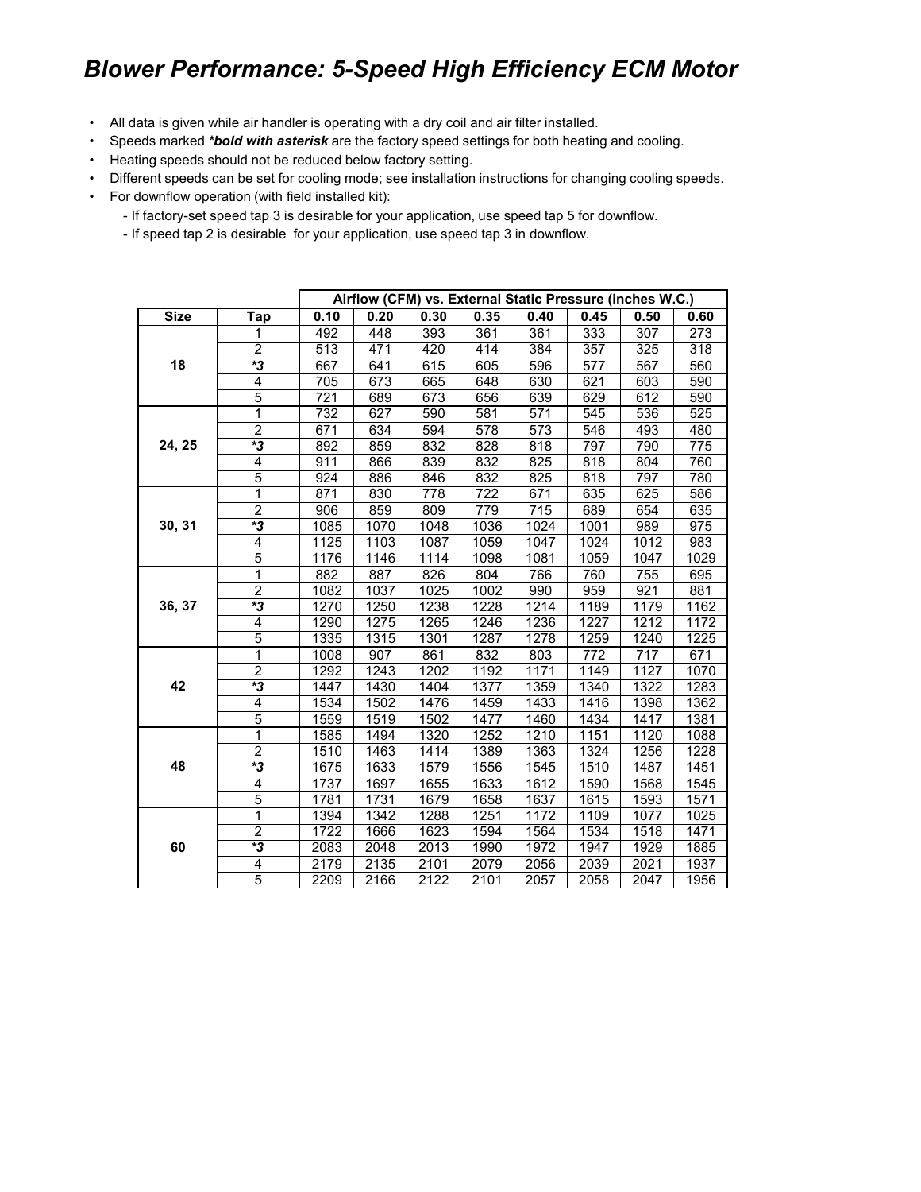# Blower Performance: 5-Speed High Efficiency ECM Motor

- All data is given while air handler is operating with a dry coil and air filter installed.
- Speeds marked ***bold with asterisk*** are the factory speed settings for both heating and cooling.
- Heating speeds should not be reduced below factory setting.
- Different speeds can be set for cooling mode; see installation instructions for changing cooling speeds.
- For downflow operation (with field installed kit):
  - If factory-set speed tap 3 is desirable for your application, use speed tap 5 for downflow.
  - If speed tap 2 is desirable for your application, use speed tap 3 in downflow.

| | | Airflow (CFM) vs. External Static Pressure (inches W.C.) | | | | | | | |
|---|---|---|---|---|---|---|---|---|---|
| **Size** | **Tap** | **0.10** | **0.20** | **0.30** | **0.35** | **0.40** | **0.45** | **0.50** | **0.60** |
| **18** | 1 | 492 | 448 | 393 | 361 | 361 | 333 | 307 | 273 |
| | 2 | 513 | 471 | 420 | 414 | 384 | 357 | 325 | 318 |
| | ***3** | 667 | 641 | 615 | 605 | 596 | 577 | 567 | 560 |
| | 4 | 705 | 673 | 665 | 648 | 630 | 621 | 603 | 590 |
| | 5 | 721 | 689 | 673 | 656 | 639 | 629 | 612 | 590 |
| **24, 25** | 1 | 732 | 627 | 590 | 581 | 571 | 545 | 536 | 525 |
| | 2 | 671 | 634 | 594 | 578 | 573 | 546 | 493 | 480 |
| | ***3** | 892 | 859 | 832 | 828 | 818 | 797 | 790 | 775 |
| | 4 | 911 | 866 | 839 | 832 | 825 | 818 | 804 | 760 |
| | 5 | 924 | 886 | 846 | 832 | 825 | 818 | 797 | 780 |
| **30, 31** | 1 | 871 | 830 | 778 | 722 | 671 | 635 | 625 | 586 |
| | 2 | 906 | 859 | 809 | 779 | 715 | 689 | 654 | 635 |
| | ***3** | 1085 | 1070 | 1048 | 1036 | 1024 | 1001 | 989 | 975 |
| | 4 | 1125 | 1103 | 1087 | 1059 | 1047 | 1024 | 1012 | 983 |
| | 5 | 1176 | 1146 | 1114 | 1098 | 1081 | 1059 | 1047 | 1029 |
| **36, 37** | 1 | 882 | 887 | 826 | 804 | 766 | 760 | 755 | 695 |
| | 2 | 1082 | 1037 | 1025 | 1002 | 990 | 959 | 921 | 881 |
| | ***3** | 1270 | 1250 | 1238 | 1228 | 1214 | 1189 | 1179 | 1162 |
| | 4 | 1290 | 1275 | 1265 | 1246 | 1236 | 1227 | 1212 | 1172 |
| | 5 | 1335 | 1315 | 1301 | 1287 | 1278 | 1259 | 1240 | 1225 |
| **42** | 1 | 1008 | 907 | 861 | 832 | 803 | 772 | 717 | 671 |
| | 2 | 1292 | 1243 | 1202 | 1192 | 1171 | 1149 | 1127 | 1070 |
| | ***3** | 1447 | 1430 | 1404 | 1377 | 1359 | 1340 | 1322 | 1283 |
| | 4 | 1534 | 1502 | 1476 | 1459 | 1433 | 1416 | 1398 | 1362 |
| | 5 | 1559 | 1519 | 1502 | 1477 | 1460 | 1434 | 1417 | 1381 |
| **48** | 1 | 1585 | 1494 | 1320 | 1252 | 1210 | 1151 | 1120 | 1088 |
| | 2 | 1510 | 1463 | 1414 | 1389 | 1363 | 1324 | 1256 | 1228 |
| | ***3** | 1675 | 1633 | 1579 | 1556 | 1545 | 1510 | 1487 | 1451 |
| | 4 | 1737 | 1697 | 1655 | 1633 | 1612 | 1590 | 1568 | 1545 |
| | 5 | 1781 | 1731 | 1679 | 1658 | 1637 | 1615 | 1593 | 1571 |
| **60** | 1 | 1394 | 1342 | 1288 | 1251 | 1172 | 1109 | 1077 | 1025 |
| | 2 | 1722 | 1666 | 1623 | 1594 | 1564 | 1534 | 1518 | 1471 |
| | ***3** | 2083 | 2048 | 2013 | 1990 | 1972 | 1947 | 1929 | 1885 |
| | 4 | 2179 | 2135 | 2101 | 2079 | 2056 | 2039 | 2021 | 1937 |
| | 5 | 2209 | 2166 | 2122 | 2101 | 2057 | 2058 | 2047 | 1956 |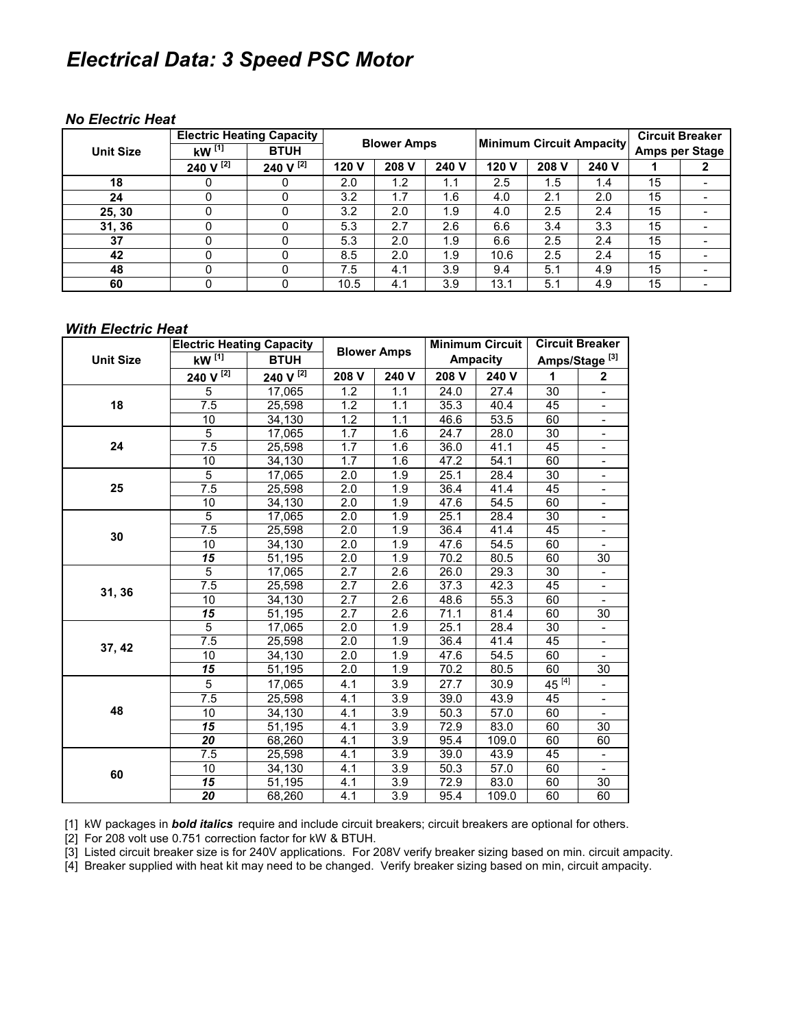# *Electrical Data: 3 Speed PSC Motor*

### *No Electric Heat*

| Unit Size | Electric Heating Capacity | | Blower Amps | | | Minimum Circuit Ampacity | | | Circuit Breaker Amps per Stage | |
|---|---|---|---|---|---|---|---|---|---|---|
| | kW [1] | BTUH | | | | | | | | |
| | 240 V [2] | 240 V [2] | 120 V | 208 V | 240 V | 120 V | 208 V | 240 V | 1 | 2 |
| 18 | 0 | 0 | 2.0 | 1.2 | 1.1 | 2.5 | 1.5 | 1.4 | 15 | - |
| 24 | 0 | 0 | 3.2 | 1.7 | 1.6 | 4.0 | 2.1 | 2.0 | 15 | - |
| 25, 30 | 0 | 0 | 3.2 | 2.0 | 1.9 | 4.0 | 2.5 | 2.4 | 15 | - |
| 31, 36 | 0 | 0 | 5.3 | 2.7 | 2.6 | 6.6 | 3.4 | 3.3 | 15 | - |
| 37 | 0 | 0 | 5.3 | 2.0 | 1.9 | 6.6 | 2.5 | 2.4 | 15 | - |
| 42 | 0 | 0 | 8.5 | 2.0 | 1.9 | 10.6 | 2.5 | 2.4 | 15 | - |
| 48 | 0 | 0 | 7.5 | 4.1 | 3.9 | 9.4 | 5.1 | 4.9 | 15 | - |
| 60 | 0 | 0 | 10.5 | 4.1 | 3.9 | 13.1 | 5.1 | 4.9 | 15 | - |

### *With Electric Heat*

| Unit Size | Electric Heating Capacity | | Blower Amps | | Minimum Circuit Ampacity | | Circuit Breaker Amps/Stage [3] | |
|---|---|---|---|---|---|---|---|---|
| | kW [1] | BTUH | | | | | | |
| | 240 V [2] | 240 V [2] | 208 V | 240 V | 208 V | 240 V | 1 | 2 |
| 18 | 5 | 17,065 | 1.2 | 1.1 | 24.0 | 27.4 | 30 | - |
| | 7.5 | 25,598 | 1.2 | 1.1 | 35.3 | 40.4 | 45 | - |
| | 10 | 34,130 | 1.2 | 1.1 | 46.6 | 53.5 | 60 | - |
| 24 | 5 | 17,065 | 1.7 | 1.6 | 24.7 | 28.0 | 30 | - |
| | 7.5 | 25,598 | 1.7 | 1.6 | 36.0 | 41.1 | 45 | - |
| | 10 | 34,130 | 1.7 | 1.6 | 47.2 | 54.1 | 60 | - |
| 25 | 5 | 17,065 | 2.0 | 1.9 | 25.1 | 28.4 | 30 | - |
| | 7.5 | 25,598 | 2.0 | 1.9 | 36.4 | 41.4 | 45 | - |
| | 10 | 34,130 | 2.0 | 1.9 | 47.6 | 54.5 | 60 | - |
| 30 | 5 | 17,065 | 2.0 | 1.9 | 25.1 | 28.4 | 30 | - |
| | 7.5 | 25,598 | 2.0 | 1.9 | 36.4 | 41.4 | 45 | - |
| | 10 | 34,130 | 2.0 | 1.9 | 47.6 | 54.5 | 60 | - |
| | ***15*** | 51,195 | 2.0 | 1.9 | 70.2 | 80.5 | 60 | 30 |
| 31, 36 | 5 | 17,065 | 2.7 | 2.6 | 26.0 | 29.3 | 30 | - |
| | 7.5 | 25,598 | 2.7 | 2.6 | 37.3 | 42.3 | 45 | - |
| | 10 | 34,130 | 2.7 | 2.6 | 48.6 | 55.3 | 60 | - |
| | ***15*** | 51,195 | 2.7 | 2.6 | 71.1 | 81.4 | 60 | 30 |
| 37, 42 | 5 | 17,065 | 2.0 | 1.9 | 25.1 | 28.4 | 30 | - |
| | 7.5 | 25,598 | 2.0 | 1.9 | 36.4 | 41.4 | 45 | - |
| | 10 | 34,130 | 2.0 | 1.9 | 47.6 | 54.5 | 60 | - |
| | ***15*** | 51,195 | 2.0 | 1.9 | 70.2 | 80.5 | 60 | 30 |
| 48 | 5 | 17,065 | 4.1 | 3.9 | 27.7 | 30.9 | 45 [4] | - |
| | 7.5 | 25,598 | 4.1 | 3.9 | 39.0 | 43.9 | 45 | - |
| | 10 | 34,130 | 4.1 | 3.9 | 50.3 | 57.0 | 60 | - |
| | ***15*** | 51,195 | 4.1 | 3.9 | 72.9 | 83.0 | 60 | 30 |
| | ***20*** | 68,260 | 4.1 | 3.9 | 95.4 | 109.0 | 60 | 60 |
| 60 | 7.5 | 25,598 | 4.1 | 3.9 | 39.0 | 43.9 | 45 | - |
| | 10 | 34,130 | 4.1 | 3.9 | 50.3 | 57.0 | 60 | - |
| | ***15*** | 51,195 | 4.1 | 3.9 | 72.9 | 83.0 | 60 | 30 |
| | ***20*** | 68,260 | 4.1 | 3.9 | 95.4 | 109.0 | 60 | 60 |

[1] kW packages in ***bold italics*** require and include circuit breakers; circuit breakers are optional for others.

[2] For 208 volt use 0.751 correction factor for kW & BTUH.

[3] Listed circuit breaker size is for 240V applications. For 208V verify breaker sizing based on min. circuit ampacity.

[4] Breaker supplied with heat kit may need to be changed. Verify breaker sizing based on min, circuit ampacity.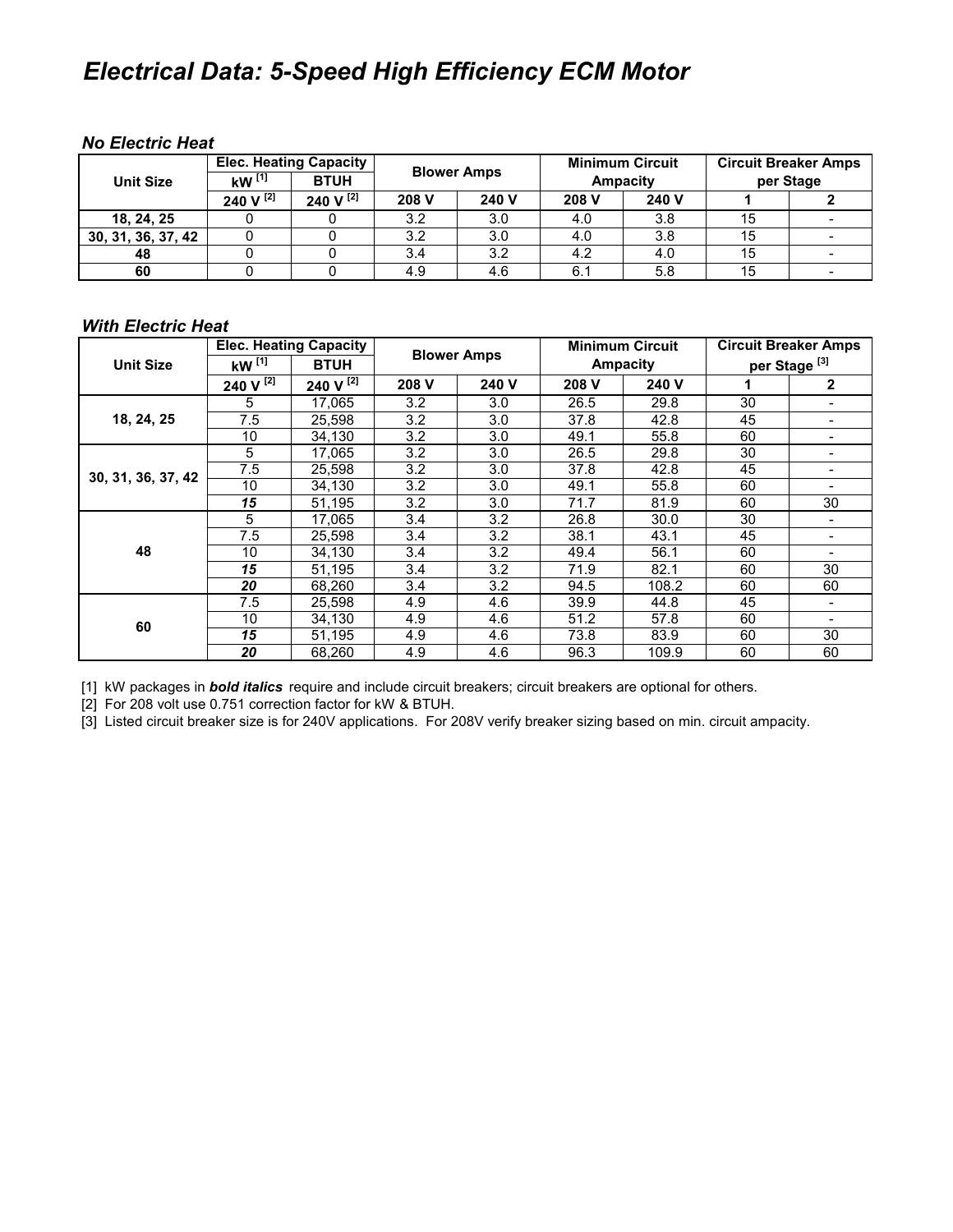# Electrical Data: 5-Speed High Efficiency ECM Motor

### No Electric Heat

| Unit Size | Elec. Heating Capacity | | Blower Amps | | Minimum Circuit Ampacity | | Circuit Breaker Amps per Stage | |
|---|---|---|---|---|---|---|---|---|
| | kW [1] | BTUH | | | | | | |
| | 240 V [2] | 240 V [2] | 208 V | 240 V | 208 V | 240 V | 1 | 2 |
| 18, 24, 25 | 0 | 0 | 3.2 | 3.0 | 4.0 | 3.8 | 15 | - |
| 30, 31, 36, 37, 42 | 0 | 0 | 3.2 | 3.0 | 4.0 | 3.8 | 15 | - |
| 48 | 0 | 0 | 3.4 | 3.2 | 4.2 | 4.0 | 15 | - |
| 60 | 0 | 0 | 4.9 | 4.6 | 6.1 | 5.8 | 15 | - |

### With Electric Heat

| Unit Size | Elec. Heating Capacity | | Blower Amps | | Minimum Circuit Ampacity | | Circuit Breaker Amps per Stage [3] | |
|---|---|---|---|---|---|---|---|---|
| | kW [1] | BTUH | | | | | | |
| | 240 V [2] | 240 V [2] | 208 V | 240 V | 208 V | 240 V | 1 | 2 |
| 18, 24, 25 | 5 | 17,065 | 3.2 | 3.0 | 26.5 | 29.8 | 30 | - |
| | 7.5 | 25,598 | 3.2 | 3.0 | 37.8 | 42.8 | 45 | - |
| | 10 | 34,130 | 3.2 | 3.0 | 49.1 | 55.8 | 60 | - |
| 30, 31, 36, 37, 42 | 5 | 17,065 | 3.2 | 3.0 | 26.5 | 29.8 | 30 | - |
| | 7.5 | 25,598 | 3.2 | 3.0 | 37.8 | 42.8 | 45 | - |
| | 10 | 34,130 | 3.2 | 3.0 | 49.1 | 55.8 | 60 | - |
| | ***15*** | 51,195 | 3.2 | 3.0 | 71.7 | 81.9 | 60 | 30 |
| 48 | 5 | 17,065 | 3.4 | 3.2 | 26.8 | 30.0 | 30 | - |
| | 7.5 | 25,598 | 3.4 | 3.2 | 38.1 | 43.1 | 45 | - |
| | 10 | 34,130 | 3.4 | 3.2 | 49.4 | 56.1 | 60 | - |
| | ***15*** | 51,195 | 3.4 | 3.2 | 71.9 | 82.1 | 60 | 30 |
| | ***20*** | 68,260 | 3.4 | 3.2 | 94.5 | 108.2 | 60 | 60 |
| 60 | 7.5 | 25,598 | 4.9 | 4.6 | 39.9 | 44.8 | 45 | - |
| | 10 | 34,130 | 4.9 | 4.6 | 51.2 | 57.8 | 60 | - |
| | ***15*** | 51,195 | 4.9 | 4.6 | 73.8 | 83.9 | 60 | 30 |
| | ***20*** | 68,260 | 4.9 | 4.6 | 96.3 | 109.9 | 60 | 60 |

[1] kW packages in ***bold italics*** require and include circuit breakers; circuit breakers are optional for others.

[2] For 208 volt use 0.751 correction factor for kW & BTUH.

[3] Listed circuit breaker size is for 240V applications. For 208V verify breaker sizing based on min. circuit ampacity.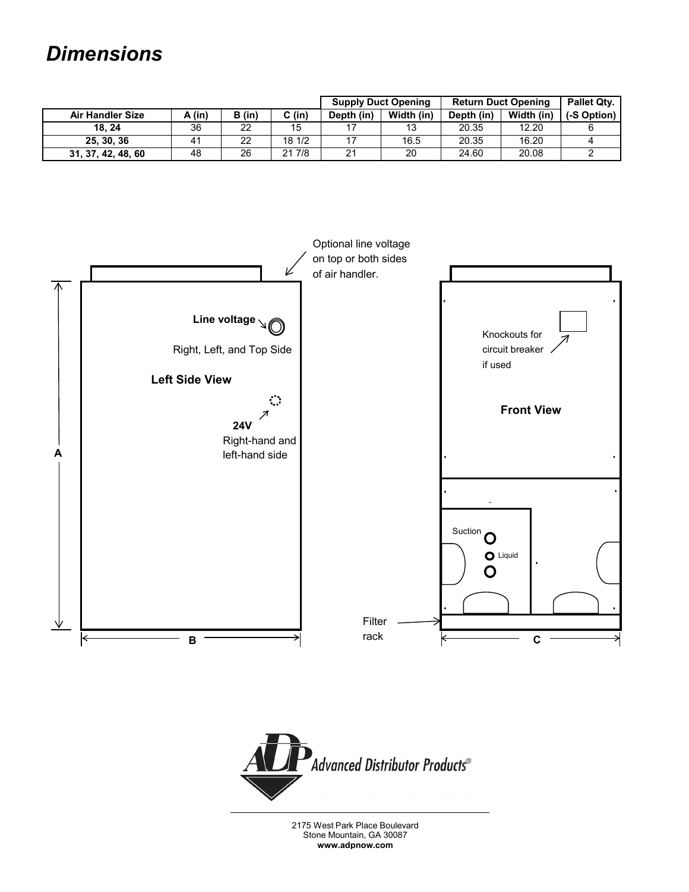# *Dimensions*

| | | | | Supply Duct Opening | | Return Duct Opening | | Pallet Qty. |
|---|---|---|---|---|---|---|---|---|
| **Air Handler Size** | **A (in)** | **B (in)** | **C (in)** | **Depth (in)** | **Width (in)** | **Depth (in)** | **Width (in)** | **(-S Option)** |
| **18, 24** | 36 | 22 | 15 | 17 | 13 | 20.35 | 12.20 | 6 |
| **25, 30, 36** | 41 | 22 | 18 1/2 | 17 | 16.5 | 20.35 | 16.20 | 4 |
| **31, 37, 42, 48, 60** | 48 | 26 | 21 7/8 | 21 | 20 | 24.60 | 20.08 | 2 |

Optional line voltage on top or both sides of air handler.

**Line voltage**

Right, Left, and Top Side

**Left Side View**

**24V**

Right-hand and left-hand side

A

B

Knockouts for circuit breaker if used

**Front View**

Suction

Liquid

Filter rack

C

Advanced Distributor Products®

2175 West Park Place Boulevard
Stone Mountain, GA 30087
**www.adpnow.com**